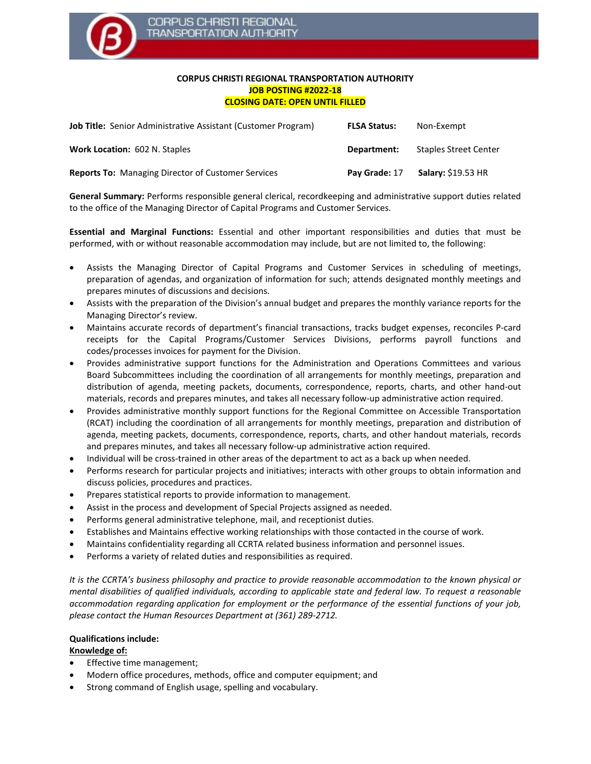CORPUS CHRISTI REGIONAL TRANSPORTATION AUTHORITY

**CORPUS CHRISTI REGIONAL TRANSPORTATION AUTHORITY**
**JOB POSTING #2022-18**
**CLOSING DATE: OPEN UNTIL FILLED**

| | |
|---|---|
| **Job Title:** Senior Administrative Assistant (Customer Program) | **FLSA Status:** Non-Exempt |
| **Work Location:** 602 N. Staples | **Department:** Staples Street Center |
| **Reports To:** Managing Director of Customer Services | **Pay Grade:** 17 **Salary:** $19.53 HR |

**General Summary:** Performs responsible general clerical, recordkeeping and administrative support duties related to the office of the Managing Director of Capital Programs and Customer Services.

**Essential and Marginal Functions:** Essential and other important responsibilities and duties that must be performed, with or without reasonable accommodation may include, but are not limited to, the following:

- Assists the Managing Director of Capital Programs and Customer Services in scheduling of meetings, preparation of agendas, and organization of information for such; attends designated monthly meetings and prepares minutes of discussions and decisions.
- Assists with the preparation of the Division's annual budget and prepares the monthly variance reports for the Managing Director's review.
- Maintains accurate records of department's financial transactions, tracks budget expenses, reconciles P-card receipts for the Capital Programs/Customer Services Divisions, performs payroll functions and codes/processes invoices for payment for the Division.
- Provides administrative support functions for the Administration and Operations Committees and various Board Subcommittees including the coordination of all arrangements for monthly meetings, preparation and distribution of agenda, meeting packets, documents, correspondence, reports, charts, and other hand-out materials, records and prepares minutes, and takes all necessary follow-up administrative action required.
- Provides administrative monthly support functions for the Regional Committee on Accessible Transportation (RCAT) including the coordination of all arrangements for monthly meetings, preparation and distribution of agenda, meeting packets, documents, correspondence, reports, charts, and other handout materials, records and prepares minutes, and takes all necessary follow-up administrative action required.
- Individual will be cross-trained in other areas of the department to act as a back up when needed.
- Performs research for particular projects and initiatives; interacts with other groups to obtain information and discuss policies, procedures and practices.
- Prepares statistical reports to provide information to management.
- Assist in the process and development of Special Projects assigned as needed.
- Performs general administrative telephone, mail, and receptionist duties.
- Establishes and Maintains effective working relationships with those contacted in the course of work.
- Maintains confidentiality regarding all CCRTA related business information and personnel issues.
- Performs a variety of related duties and responsibilities as required.

*It is the CCRTA's business philosophy and practice to provide reasonable accommodation to the known physical or mental disabilities of qualified individuals, according to applicable state and federal law. To request a reasonable accommodation regarding application for employment or the performance of the essential functions of your job, please contact the Human Resources Department at (361) 289-2712.*

**Qualifications include:**

**Knowledge of:**

- Effective time management;
- Modern office procedures, methods, office and computer equipment; and
- Strong command of English usage, spelling and vocabulary.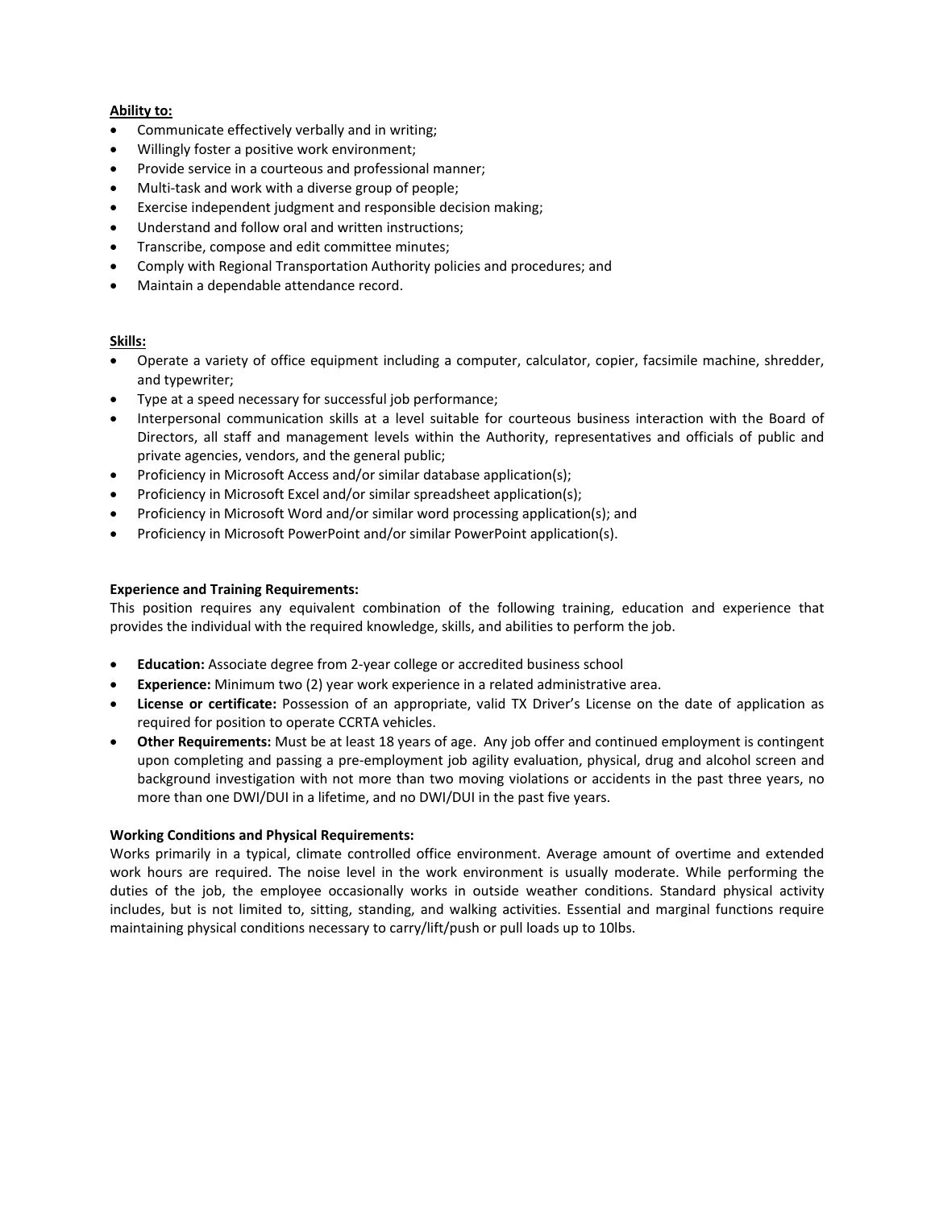**Ability to:**

- Communicate effectively verbally and in writing;
- Willingly foster a positive work environment;
- Provide service in a courteous and professional manner;
- Multi-task and work with a diverse group of people;
- Exercise independent judgment and responsible decision making;
- Understand and follow oral and written instructions;
- Transcribe, compose and edit committee minutes;
- Comply with Regional Transportation Authority policies and procedures; and
- Maintain a dependable attendance record.

**Skills:**

- Operate a variety of office equipment including a computer, calculator, copier, facsimile machine, shredder, and typewriter;
- Type at a speed necessary for successful job performance;
- Interpersonal communication skills at a level suitable for courteous business interaction with the Board of Directors, all staff and management levels within the Authority, representatives and officials of public and private agencies, vendors, and the general public;
- Proficiency in Microsoft Access and/or similar database application(s);
- Proficiency in Microsoft Excel and/or similar spreadsheet application(s);
- Proficiency in Microsoft Word and/or similar word processing application(s); and
- Proficiency in Microsoft PowerPoint and/or similar PowerPoint application(s).

**Experience and Training Requirements:**

This position requires any equivalent combination of the following training, education and experience that provides the individual with the required knowledge, skills, and abilities to perform the job.

- **Education:** Associate degree from 2-year college or accredited business school
- **Experience:** Minimum two (2) year work experience in a related administrative area.
- **License or certificate:** Possession of an appropriate, valid TX Driver's License on the date of application as required for position to operate CCRTA vehicles.
- **Other Requirements:** Must be at least 18 years of age. Any job offer and continued employment is contingent upon completing and passing a pre-employment job agility evaluation, physical, drug and alcohol screen and background investigation with not more than two moving violations or accidents in the past three years, no more than one DWI/DUI in a lifetime, and no DWI/DUI in the past five years.

**Working Conditions and Physical Requirements:**

Works primarily in a typical, climate controlled office environment. Average amount of overtime and extended work hours are required. The noise level in the work environment is usually moderate. While performing the duties of the job, the employee occasionally works in outside weather conditions. Standard physical activity includes, but is not limited to, sitting, standing, and walking activities. Essential and marginal functions require maintaining physical conditions necessary to carry/lift/push or pull loads up to 10lbs.